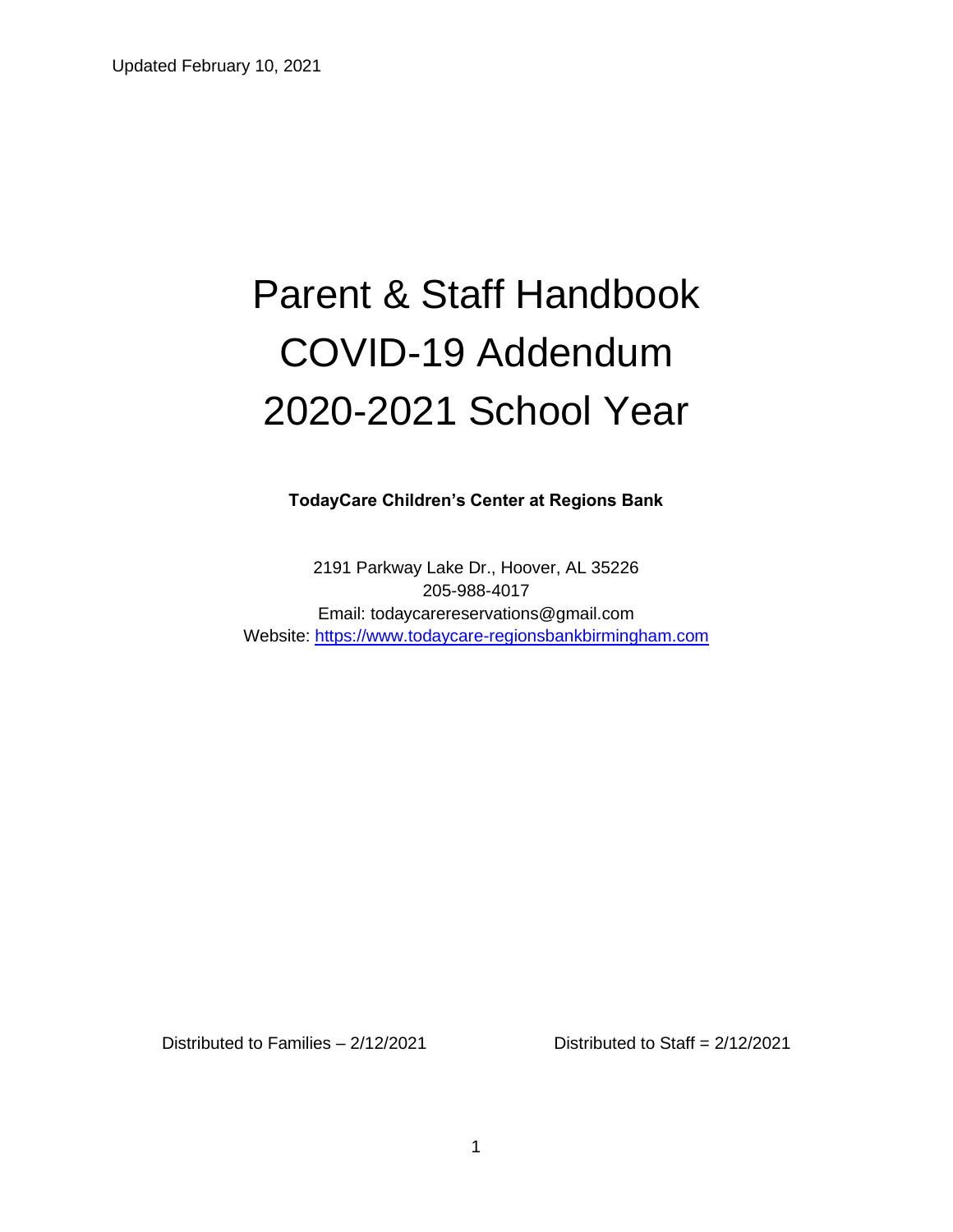Updated February 10, 2021

# Parent & Staff Handbook
# COVID-19 Addendum
# 2020-2021 School Year

**TodayCare Children's Center at Regions Bank**

2191 Parkway Lake Dr., Hoover, AL 35226
205-988-4017
Email: todaycarereservations@gmail.com
Website: [https://www.todaycare-regionsbankbirmingham.com](https://www.todaycare-regionsbankbirmingham.com)

Distributed to Families – 2/12/2021

Distributed to Staff = 2/12/2021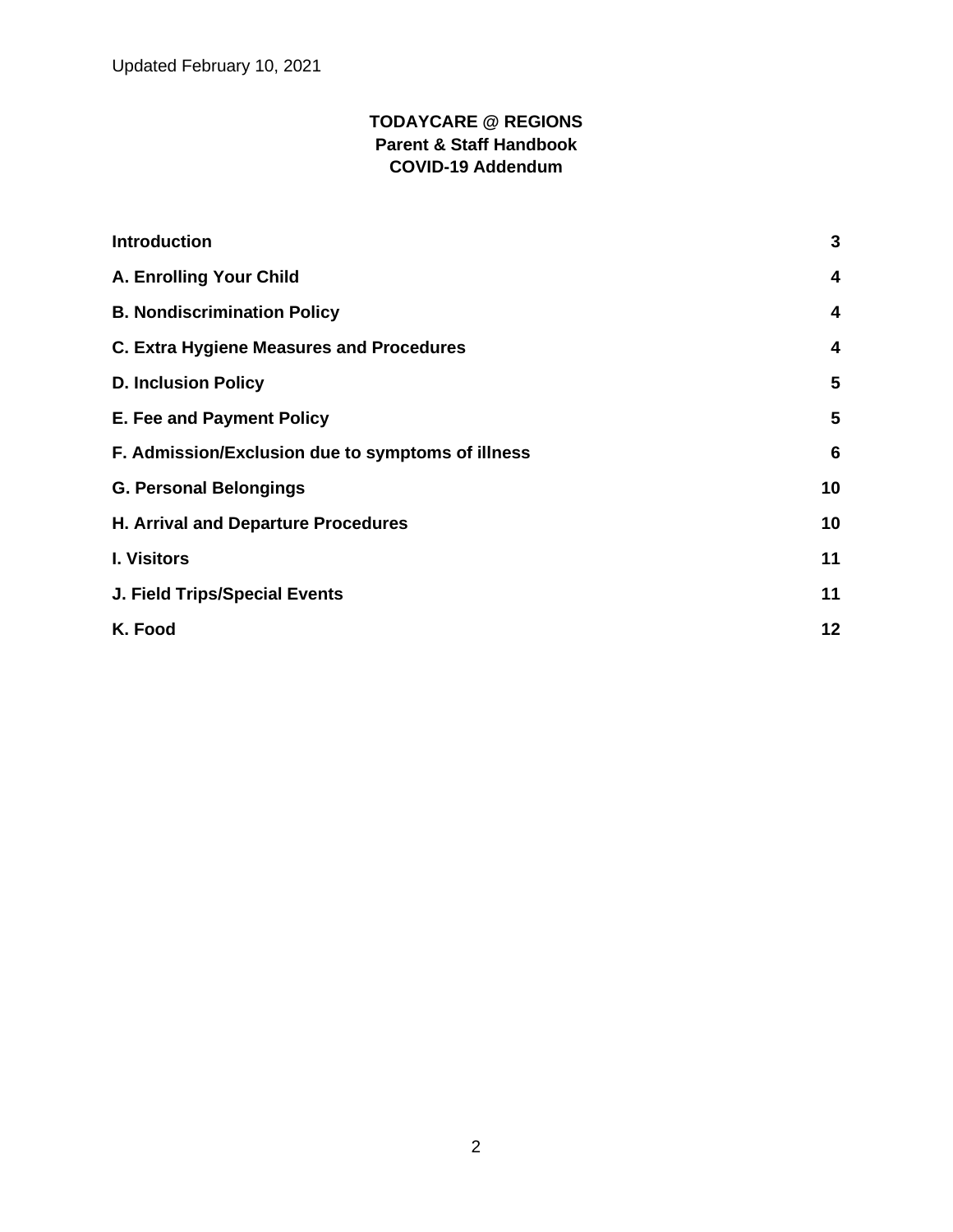Updated February 10, 2021

**TODAYCARE @ REGIONS**
**Parent & Staff Handbook**
**COVID-19 Addendum**

| | |
|---|---|
| **Introduction** | **3** |
| **A. Enrolling Your Child** | **4** |
| **B. Nondiscrimination Policy** | **4** |
| **C. Extra Hygiene Measures and Procedures** | **4** |
| **D. Inclusion Policy** | **5** |
| **E. Fee and Payment Policy** | **5** |
| **F. Admission/Exclusion due to symptoms of illness** | **6** |
| **G. Personal Belongings** | **10** |
| **H. Arrival and Departure Procedures** | **10** |
| **I. Visitors** | **11** |
| **J. Field Trips/Special Events** | **11** |
| **K. Food** | **12** |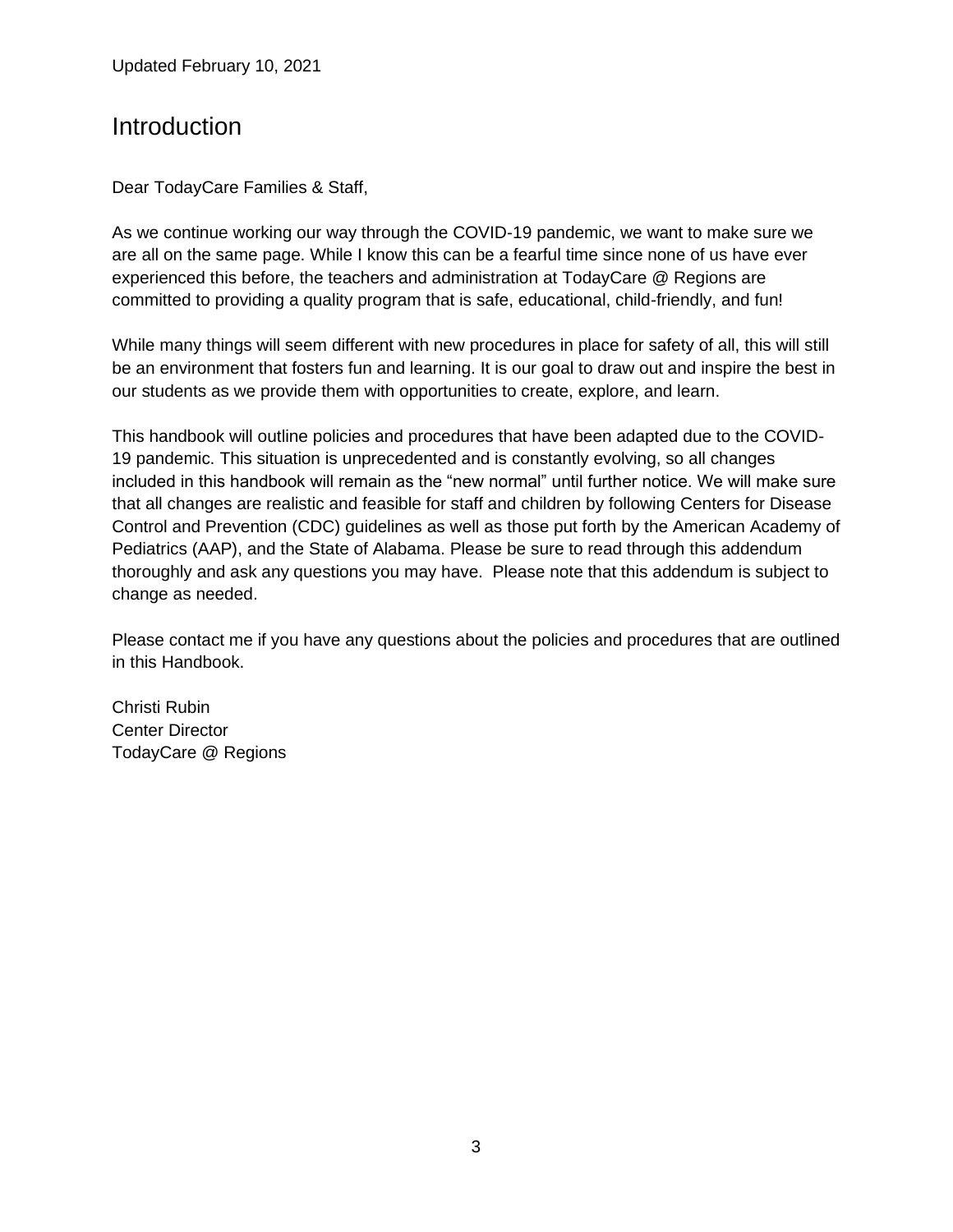Updated February 10, 2021

# Introduction

Dear TodayCare Families & Staff,

As we continue working our way through the COVID-19 pandemic, we want to make sure we are all on the same page. While I know this can be a fearful time since none of us have ever experienced this before, the teachers and administration at TodayCare @ Regions are committed to providing a quality program that is safe, educational, child-friendly, and fun!

While many things will seem different with new procedures in place for safety of all, this will still be an environment that fosters fun and learning. It is our goal to draw out and inspire the best in our students as we provide them with opportunities to create, explore, and learn.

This handbook will outline policies and procedures that have been adapted due to the COVID-19 pandemic. This situation is unprecedented and is constantly evolving, so all changes included in this handbook will remain as the "new normal" until further notice. We will make sure that all changes are realistic and feasible for staff and children by following Centers for Disease Control and Prevention (CDC) guidelines as well as those put forth by the American Academy of Pediatrics (AAP), and the State of Alabama. Please be sure to read through this addendum thoroughly and ask any questions you may have. Please note that this addendum is subject to change as needed.

Please contact me if you have any questions about the policies and procedures that are outlined in this Handbook.

Christi Rubin
Center Director
TodayCare @ Regions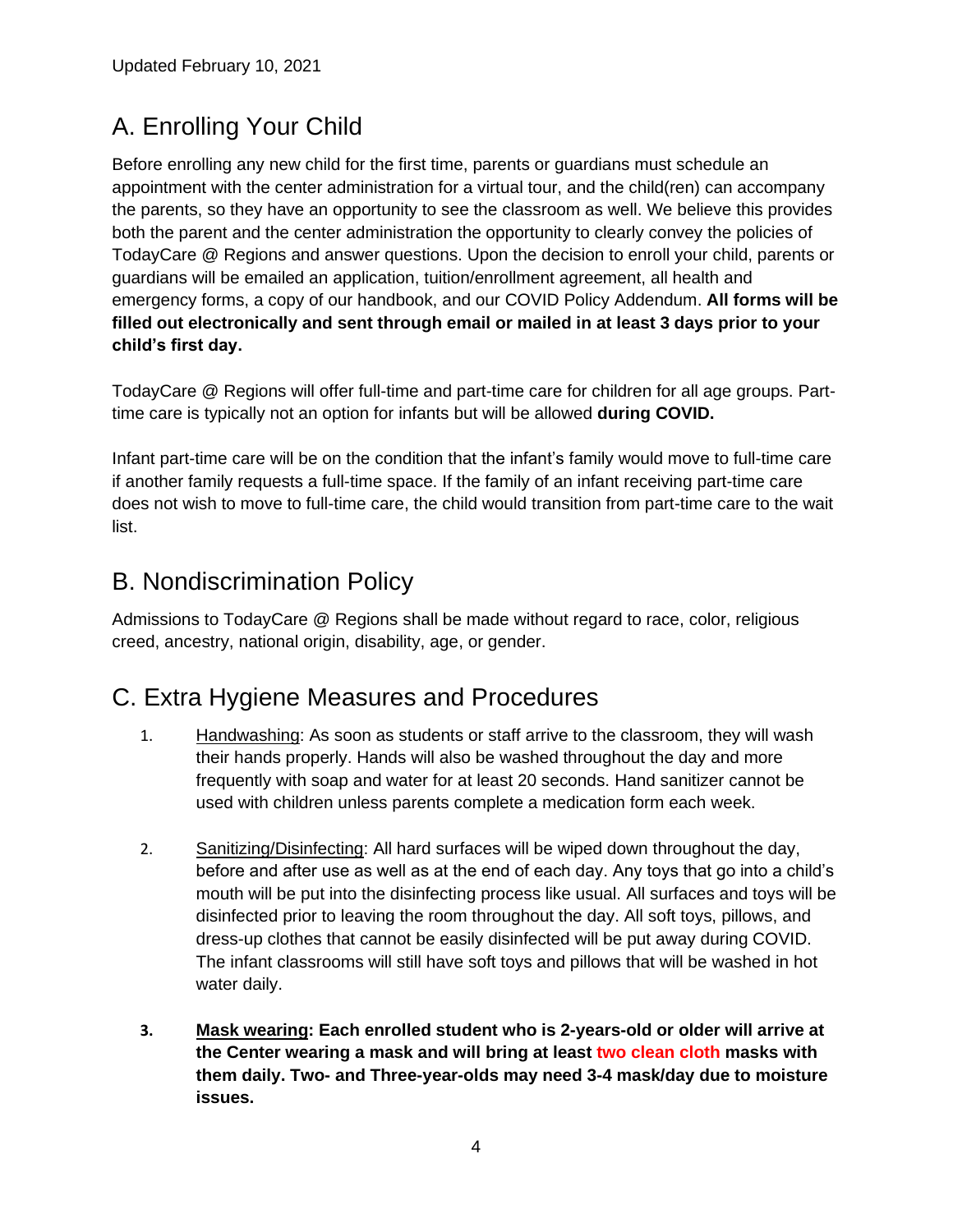Updated February 10, 2021

## A. Enrolling Your Child

Before enrolling any new child for the first time, parents or guardians must schedule an appointment with the center administration for a virtual tour, and the child(ren) can accompany the parents, so they have an opportunity to see the classroom as well. We believe this provides both the parent and the center administration the opportunity to clearly convey the policies of TodayCare @ Regions and answer questions. Upon the decision to enroll your child, parents or guardians will be emailed an application, tuition/enrollment agreement, all health and emergency forms, a copy of our handbook, and our COVID Policy Addendum. **All forms will be filled out electronically and sent through email or mailed in at least 3 days prior to your child's first day.**

TodayCare @ Regions will offer full-time and part-time care for children for all age groups. Part-time care is typically not an option for infants but will be allowed **during COVID.**

Infant part-time care will be on the condition that the infant's family would move to full-time care if another family requests a full-time space. If the family of an infant receiving part-time care does not wish to move to full-time care, the child would transition from part-time care to the wait list.

## B. Nondiscrimination Policy

Admissions to TodayCare @ Regions shall be made without regard to race, color, religious creed, ancestry, national origin, disability, age, or gender.

## C. Extra Hygiene Measures and Procedures

1. Handwashing: As soon as students or staff arrive to the classroom, they will wash their hands properly. Hands will also be washed throughout the day and more frequently with soap and water for at least 20 seconds. Hand sanitizer cannot be used with children unless parents complete a medication form each week.

2. Sanitizing/Disinfecting: All hard surfaces will be wiped down throughout the day, before and after use as well as at the end of each day. Any toys that go into a child's mouth will be put into the disinfecting process like usual. All surfaces and toys will be disinfected prior to leaving the room throughout the day. All soft toys, pillows, and dress-up clothes that cannot be easily disinfected will be put away during COVID. The infant classrooms will still have soft toys and pillows that will be washed in hot water daily.

3. **Mask wearing: Each enrolled student who is 2-years-old or older will arrive at the Center wearing a mask and will bring at least two clean cloth masks with them daily. Two- and Three-year-olds may need 3-4 mask/day due to moisture issues.**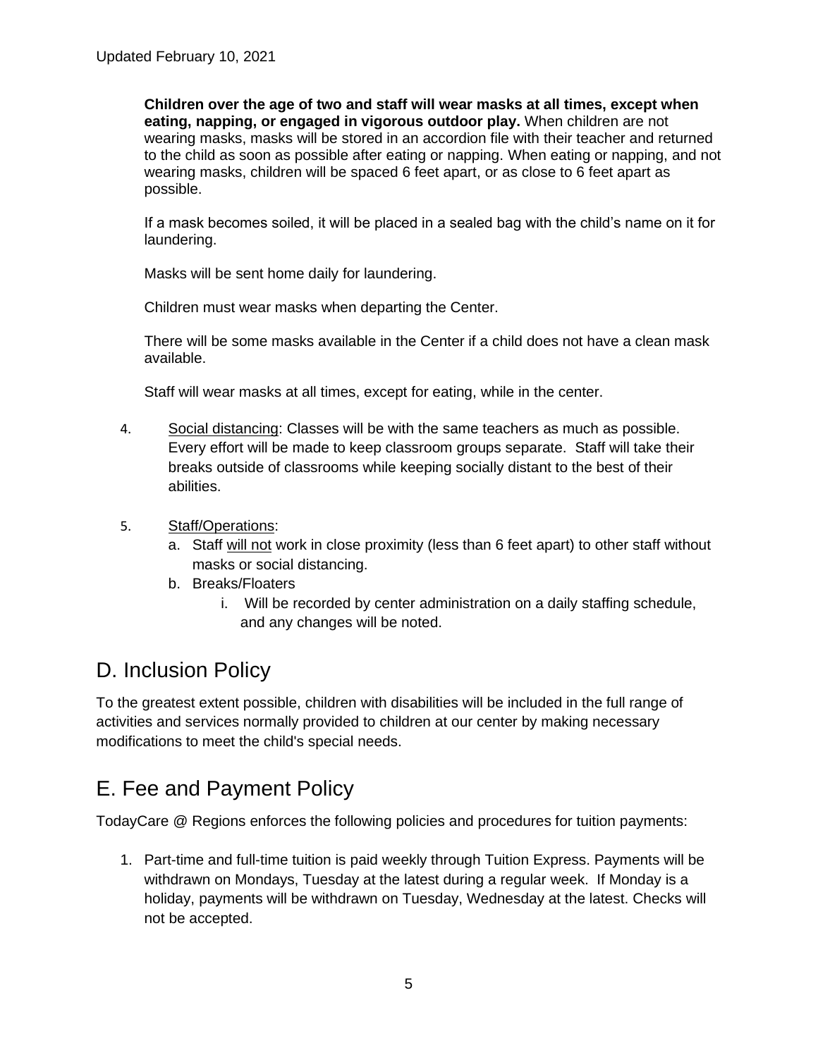**Children over the age of two and staff will wear masks at all times, except when eating, napping, or engaged in vigorous outdoor play.** When children are not wearing masks, masks will be stored in an accordion file with their teacher and returned to the child as soon as possible after eating or napping. When eating or napping, and not wearing masks, children will be spaced 6 feet apart, or as close to 6 feet apart as possible.

If a mask becomes soiled, it will be placed in a sealed bag with the child's name on it for laundering.

Masks will be sent home daily for laundering.

Children must wear masks when departing the Center.

There will be some masks available in the Center if a child does not have a clean mask available.

Staff will wear masks at all times, except for eating, while in the center.

4. Social distancing: Classes will be with the same teachers as much as possible. Every effort will be made to keep classroom groups separate. Staff will take their breaks outside of classrooms while keeping socially distant to the best of their abilities.

5. Staff/Operations:
   a. Staff will not work in close proximity (less than 6 feet apart) to other staff without masks or social distancing.
   b. Breaks/Floaters
      i. Will be recorded by center administration on a daily staffing schedule, and any changes will be noted.

## D. Inclusion Policy

To the greatest extent possible, children with disabilities will be included in the full range of activities and services normally provided to children at our center by making necessary modifications to meet the child's special needs.

## E. Fee and Payment Policy

TodayCare @ Regions enforces the following policies and procedures for tuition payments:

1. Part-time and full-time tuition is paid weekly through Tuition Express. Payments will be withdrawn on Mondays, Tuesday at the latest during a regular week. If Monday is a holiday, payments will be withdrawn on Tuesday, Wednesday at the latest. Checks will not be accepted.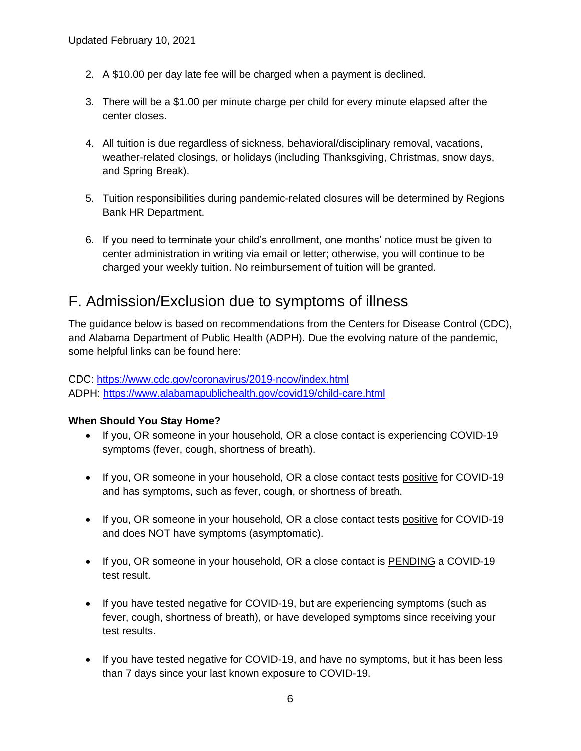2. A $10.00 per day late fee will be charged when a payment is declined.

3. There will be a $1.00 per minute charge per child for every minute elapsed after the center closes.

4. All tuition is due regardless of sickness, behavioral/disciplinary removal, vacations, weather-related closings, or holidays (including Thanksgiving, Christmas, snow days, and Spring Break).

5. Tuition responsibilities during pandemic-related closures will be determined by Regions Bank HR Department.

6. If you need to terminate your child's enrollment, one months' notice must be given to center administration in writing via email or letter; otherwise, you will continue to be charged your weekly tuition. No reimbursement of tuition will be granted.

## F. Admission/Exclusion due to symptoms of illness

The guidance below is based on recommendations from the Centers for Disease Control (CDC), and Alabama Department of Public Health (ADPH). Due the evolving nature of the pandemic, some helpful links can be found here:

CDC: https://www.cdc.gov/coronavirus/2019-ncov/index.html
ADPH: https://www.alabamapublichealth.gov/covid19/child-care.html

**When Should You Stay Home?**

- If you, OR someone in your household, OR a close contact is experiencing COVID-19 symptoms (fever, cough, shortness of breath).

- If you, OR someone in your household, OR a close contact tests positive for COVID-19 and has symptoms, such as fever, cough, or shortness of breath.

- If you, OR someone in your household, OR a close contact tests positive for COVID-19 and does NOT have symptoms (asymptomatic).

- If you, OR someone in your household, OR a close contact is PENDING a COVID-19 test result.

- If you have tested negative for COVID-19, but are experiencing symptoms (such as fever, cough, shortness of breath), or have developed symptoms since receiving your test results.

- If you have tested negative for COVID-19, and have no symptoms, but it has been less than 7 days since your last known exposure to COVID-19.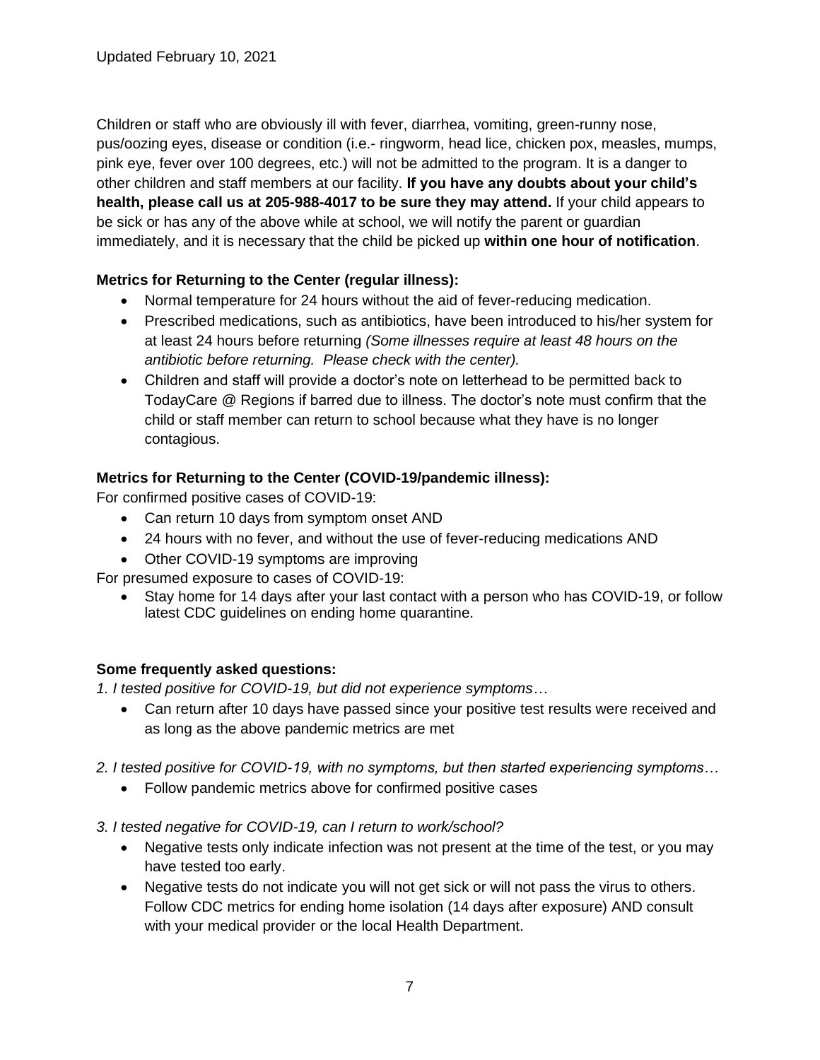Updated February 10, 2021

Children or staff who are obviously ill with fever, diarrhea, vomiting, green-runny nose, pus/oozing eyes, disease or condition (i.e.- ringworm, head lice, chicken pox, measles, mumps, pink eye, fever over 100 degrees, etc.) will not be admitted to the program. It is a danger to other children and staff members at our facility. **If you have any doubts about your child's health, please call us at 205-988-4017 to be sure they may attend.** If your child appears to be sick or has any of the above while at school, we will notify the parent or guardian immediately, and it is necessary that the child be picked up **within one hour of notification**.

**Metrics for Returning to the Center (regular illness):**

- Normal temperature for 24 hours without the aid of fever-reducing medication.
- Prescribed medications, such as antibiotics, have been introduced to his/her system for at least 24 hours before returning *(Some illnesses require at least 48 hours on the antibiotic before returning. Please check with the center).*
- Children and staff will provide a doctor's note on letterhead to be permitted back to TodayCare @ Regions if barred due to illness. The doctor's note must confirm that the child or staff member can return to school because what they have is no longer contagious.

**Metrics for Returning to the Center (COVID-19/pandemic illness):**

For confirmed positive cases of COVID-19:

- Can return 10 days from symptom onset AND
- 24 hours with no fever, and without the use of fever-reducing medications AND
- Other COVID-19 symptoms are improving

For presumed exposure to cases of COVID-19:

- Stay home for 14 days after your last contact with a person who has COVID-19, or follow latest CDC guidelines on ending home quarantine.

**Some frequently asked questions:**

*1. I tested positive for COVID-19, but did not experience symptoms…*

- Can return after 10 days have passed since your positive test results were received and as long as the above pandemic metrics are met

*2. I tested positive for COVID-19, with no symptoms, but then started experiencing symptoms…*

- Follow pandemic metrics above for confirmed positive cases

*3. I tested negative for COVID-19, can I return to work/school?*

- Negative tests only indicate infection was not present at the time of the test, or you may have tested too early.
- Negative tests do not indicate you will not get sick or will not pass the virus to others. Follow CDC metrics for ending home isolation (14 days after exposure) AND consult with your medical provider or the local Health Department.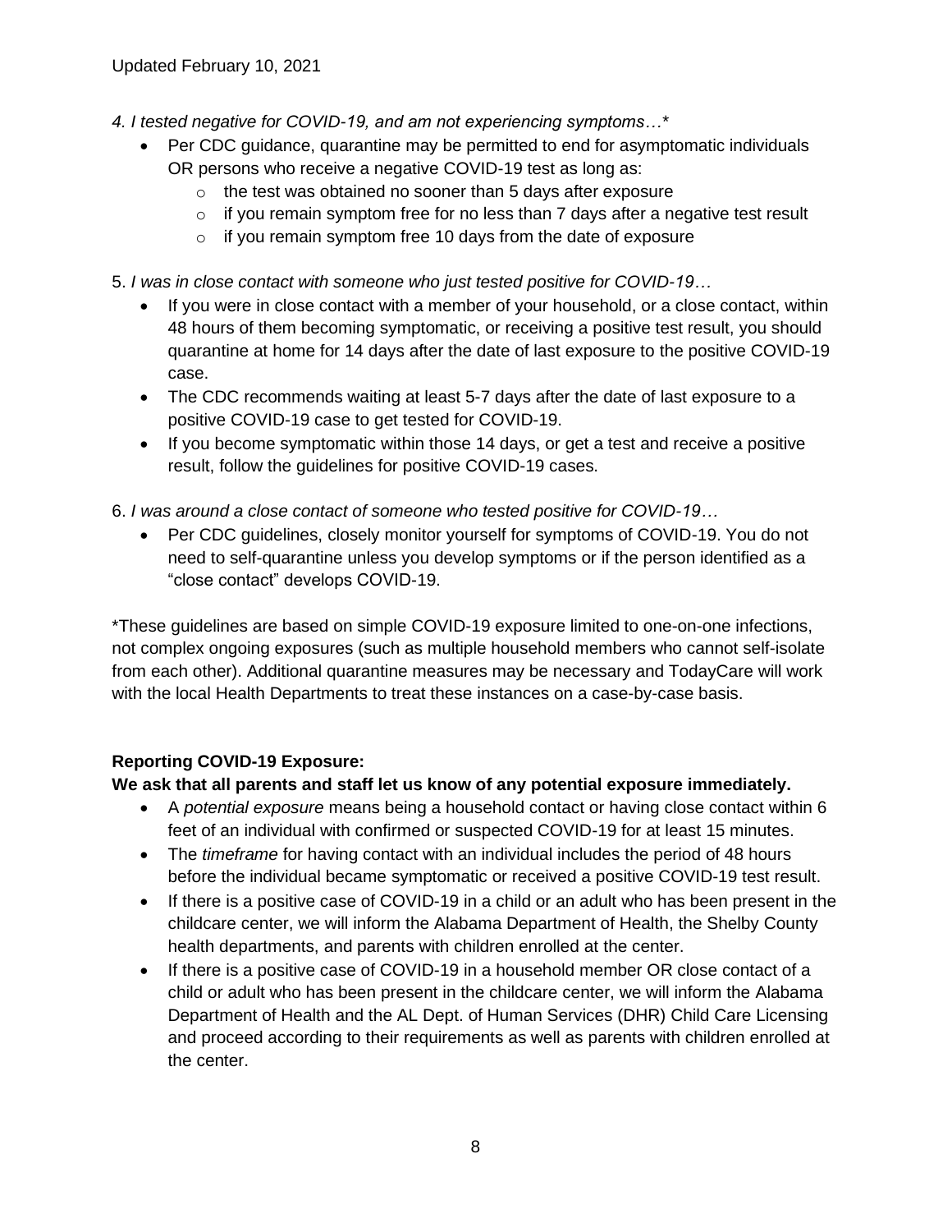*4. I tested negative for COVID-19, and am not experiencing symptoms…\**

- Per CDC guidance, quarantine may be permitted to end for asymptomatic individuals OR persons who receive a negative COVID-19 test as long as:
  - the test was obtained no sooner than 5 days after exposure
  - if you remain symptom free for no less than 7 days after a negative test result
  - if you remain symptom free 10 days from the date of exposure

5. *I was in close contact with someone who just tested positive for COVID-19…*

- If you were in close contact with a member of your household, or a close contact, within 48 hours of them becoming symptomatic, or receiving a positive test result, you should quarantine at home for 14 days after the date of last exposure to the positive COVID-19 case.
- The CDC recommends waiting at least 5-7 days after the date of last exposure to a positive COVID-19 case to get tested for COVID-19.
- If you become symptomatic within those 14 days, or get a test and receive a positive result, follow the guidelines for positive COVID-19 cases.

6. *I was around a close contact of someone who tested positive for COVID-19…*

- Per CDC guidelines, closely monitor yourself for symptoms of COVID-19. You do not need to self-quarantine unless you develop symptoms or if the person identified as a "close contact" develops COVID-19.

\*These guidelines are based on simple COVID-19 exposure limited to one-on-one infections, not complex ongoing exposures (such as multiple household members who cannot self-isolate from each other). Additional quarantine measures may be necessary and TodayCare will work with the local Health Departments to treat these instances on a case-by-case basis.

**Reporting COVID-19 Exposure:**

**We ask that all parents and staff let us know of any potential exposure immediately.**

- A *potential exposure* means being a household contact or having close contact within 6 feet of an individual with confirmed or suspected COVID-19 for at least 15 minutes.
- The *timeframe* for having contact with an individual includes the period of 48 hours before the individual became symptomatic or received a positive COVID-19 test result.
- If there is a positive case of COVID-19 in a child or an adult who has been present in the childcare center, we will inform the Alabama Department of Health, the Shelby County health departments, and parents with children enrolled at the center.
- If there is a positive case of COVID-19 in a household member OR close contact of a child or adult who has been present in the childcare center, we will inform the Alabama Department of Health and the AL Dept. of Human Services (DHR) Child Care Licensing and proceed according to their requirements as well as parents with children enrolled at the center.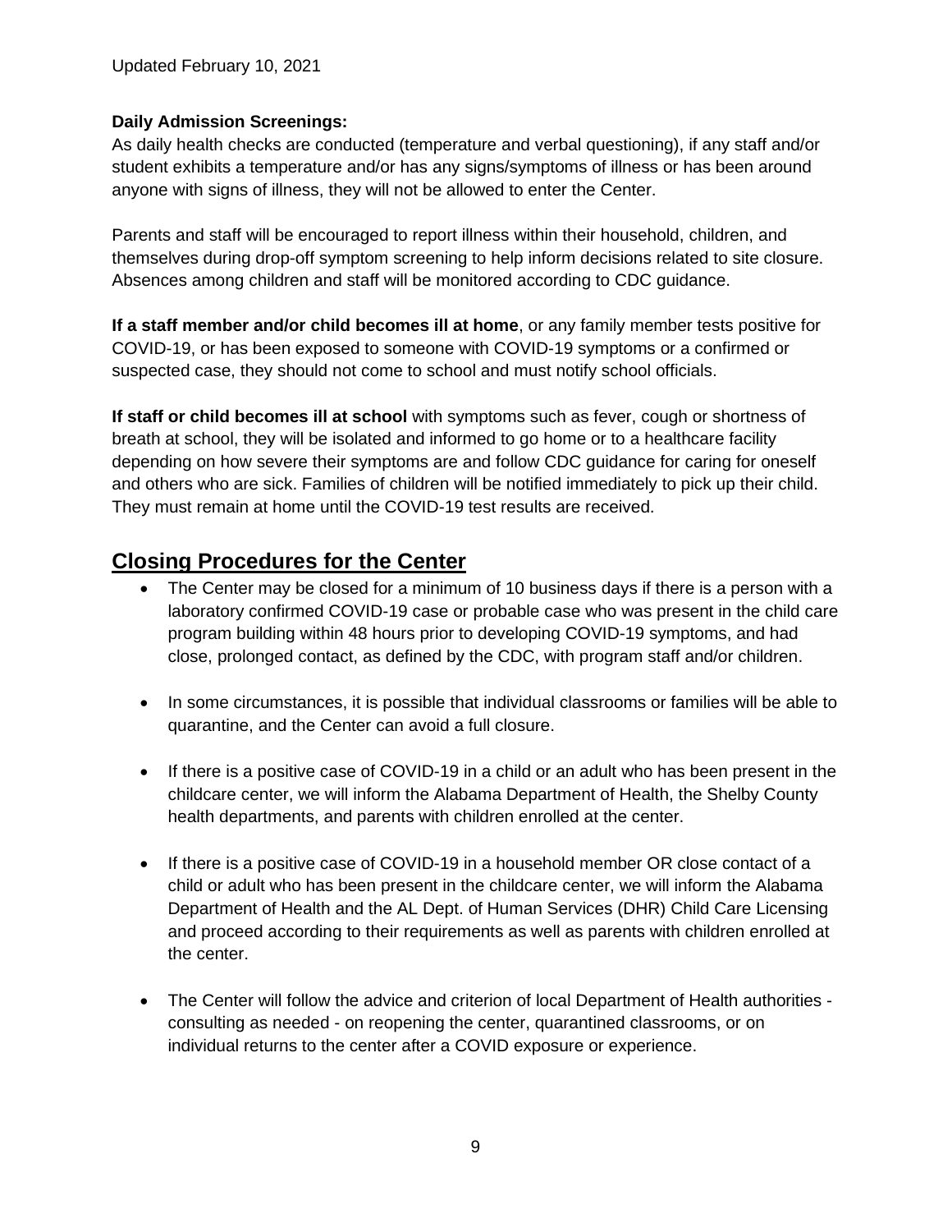Updated February 10, 2021

**Daily Admission Screenings:**
As daily health checks are conducted (temperature and verbal questioning), if any staff and/or student exhibits a temperature and/or has any signs/symptoms of illness or has been around anyone with signs of illness, they will not be allowed to enter the Center.

Parents and staff will be encouraged to report illness within their household, children, and themselves during drop-off symptom screening to help inform decisions related to site closure. Absences among children and staff will be monitored according to CDC guidance.

**If a staff member and/or child becomes ill at home**, or any family member tests positive for COVID-19, or has been exposed to someone with COVID-19 symptoms or a confirmed or suspected case, they should not come to school and must notify school officials.

**If staff or child becomes ill at school** with symptoms such as fever, cough or shortness of breath at school, they will be isolated and informed to go home or to a healthcare facility depending on how severe their symptoms are and follow CDC guidance for caring for oneself and others who are sick. Families of children will be notified immediately to pick up their child. They must remain at home until the COVID-19 test results are received.

## Closing Procedures for the Center

- The Center may be closed for a minimum of 10 business days if there is a person with a laboratory confirmed COVID-19 case or probable case who was present in the child care program building within 48 hours prior to developing COVID-19 symptoms, and had close, prolonged contact, as defined by the CDC, with program staff and/or children.
- In some circumstances, it is possible that individual classrooms or families will be able to quarantine, and the Center can avoid a full closure.
- If there is a positive case of COVID-19 in a child or an adult who has been present in the childcare center, we will inform the Alabama Department of Health, the Shelby County health departments, and parents with children enrolled at the center.
- If there is a positive case of COVID-19 in a household member OR close contact of a child or adult who has been present in the childcare center, we will inform the Alabama Department of Health and the AL Dept. of Human Services (DHR) Child Care Licensing and proceed according to their requirements as well as parents with children enrolled at the center.
- The Center will follow the advice and criterion of local Department of Health authorities - consulting as needed - on reopening the center, quarantined classrooms, or on individual returns to the center after a COVID exposure or experience.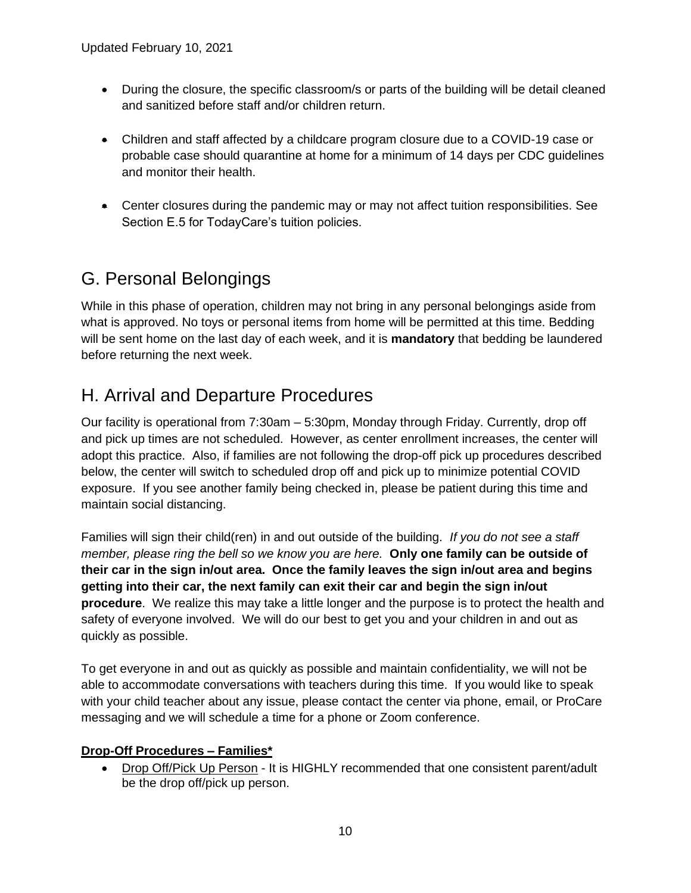- During the closure, the specific classroom/s or parts of the building will be detail cleaned and sanitized before staff and/or children return.

- Children and staff affected by a childcare program closure due to a COVID-19 case or probable case should quarantine at home for a minimum of 14 days per CDC guidelines and monitor their health.

- Center closures during the pandemic may or may not affect tuition responsibilities. See Section E.5 for TodayCare's tuition policies.

## G. Personal Belongings

While in this phase of operation, children may not bring in any personal belongings aside from what is approved. No toys or personal items from home will be permitted at this time. Bedding will be sent home on the last day of each week, and it is **mandatory** that bedding be laundered before returning the next week.

## H. Arrival and Departure Procedures

Our facility is operational from 7:30am – 5:30pm, Monday through Friday. Currently, drop off and pick up times are not scheduled. However, as center enrollment increases, the center will adopt this practice. Also, if families are not following the drop-off pick up procedures described below, the center will switch to scheduled drop off and pick up to minimize potential COVID exposure. If you see another family being checked in, please be patient during this time and maintain social distancing.

Families will sign their child(ren) in and out outside of the building. *If you do not see a staff member, please ring the bell so we know you are here.* **Only one family can be outside of their car in the sign in/out area. Once the family leaves the sign in/out area and begins getting into their car, the next family can exit their car and begin the sign in/out procedure**. We realize this may take a little longer and the purpose is to protect the health and safety of everyone involved. We will do our best to get you and your children in and out as quickly as possible.

To get everyone in and out as quickly as possible and maintain confidentiality, we will not be able to accommodate conversations with teachers during this time. If you would like to speak with your child teacher about any issue, please contact the center via phone, email, or ProCare messaging and we will schedule a time for a phone or Zoom conference.

**Drop-Off Procedures – Families***

- Drop Off/Pick Up Person - It is HIGHLY recommended that one consistent parent/adult be the drop off/pick up person.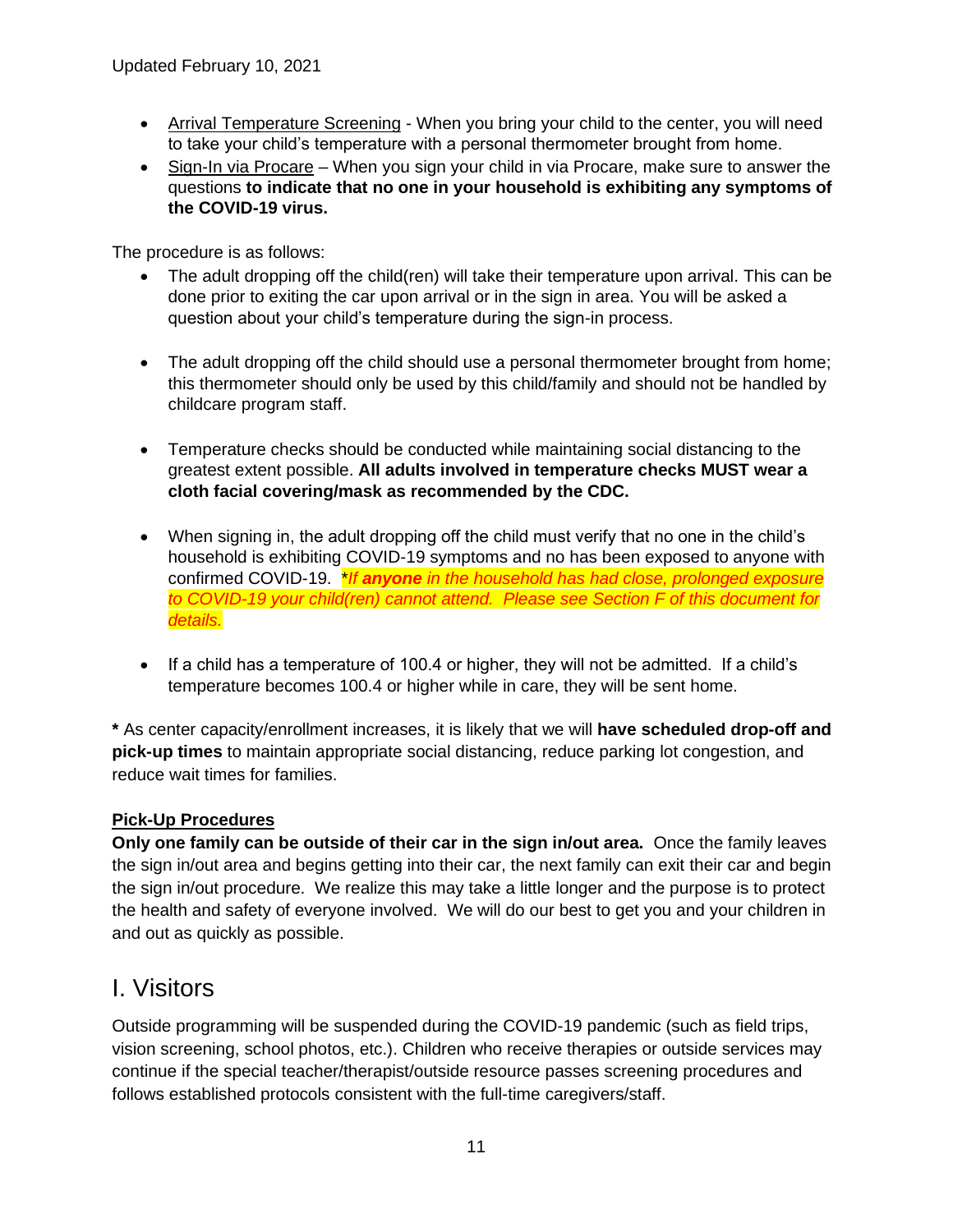- Arrival Temperature Screening - When you bring your child to the center, you will need to take your child's temperature with a personal thermometer brought from home.
- Sign-In via Procare – When you sign your child in via Procare, make sure to answer the questions **to indicate that no one in your household is exhibiting any symptoms of the COVID-19 virus.**

The procedure is as follows:

- The adult dropping off the child(ren) will take their temperature upon arrival. This can be done prior to exiting the car upon arrival or in the sign in area. You will be asked a question about your child's temperature during the sign-in process.
- The adult dropping off the child should use a personal thermometer brought from home; this thermometer should only be used by this child/family and should not be handled by childcare program staff.
- Temperature checks should be conducted while maintaining social distancing to the greatest extent possible. **All adults involved in temperature checks MUST wear a cloth facial covering/mask as recommended by the CDC.**
- When signing in, the adult dropping off the child must verify that no one in the child's household is exhibiting COVID-19 symptoms and no has been exposed to anyone with confirmed COVID-19. *\*If **anyone** in the household has had close, prolonged exposure to COVID-19 your child(ren) cannot attend. Please see Section F of this document for details.*
- If a child has a temperature of 100.4 or higher, they will not be admitted. If a child's temperature becomes 100.4 or higher while in care, they will be sent home.

**\*** As center capacity/enrollment increases, it is likely that we will **have scheduled drop-off and pick-up times** to maintain appropriate social distancing, reduce parking lot congestion, and reduce wait times for families.

**Pick-Up Procedures**

**Only one family can be outside of their car in the sign in/out area.** Once the family leaves the sign in/out area and begins getting into their car, the next family can exit their car and begin the sign in/out procedure. We realize this may take a little longer and the purpose is to protect the health and safety of everyone involved. We will do our best to get you and your children in and out as quickly as possible.

# I. Visitors

Outside programming will be suspended during the COVID-19 pandemic (such as field trips, vision screening, school photos, etc.). Children who receive therapies or outside services may continue if the special teacher/therapist/outside resource passes screening procedures and follows established protocols consistent with the full-time caregivers/staff.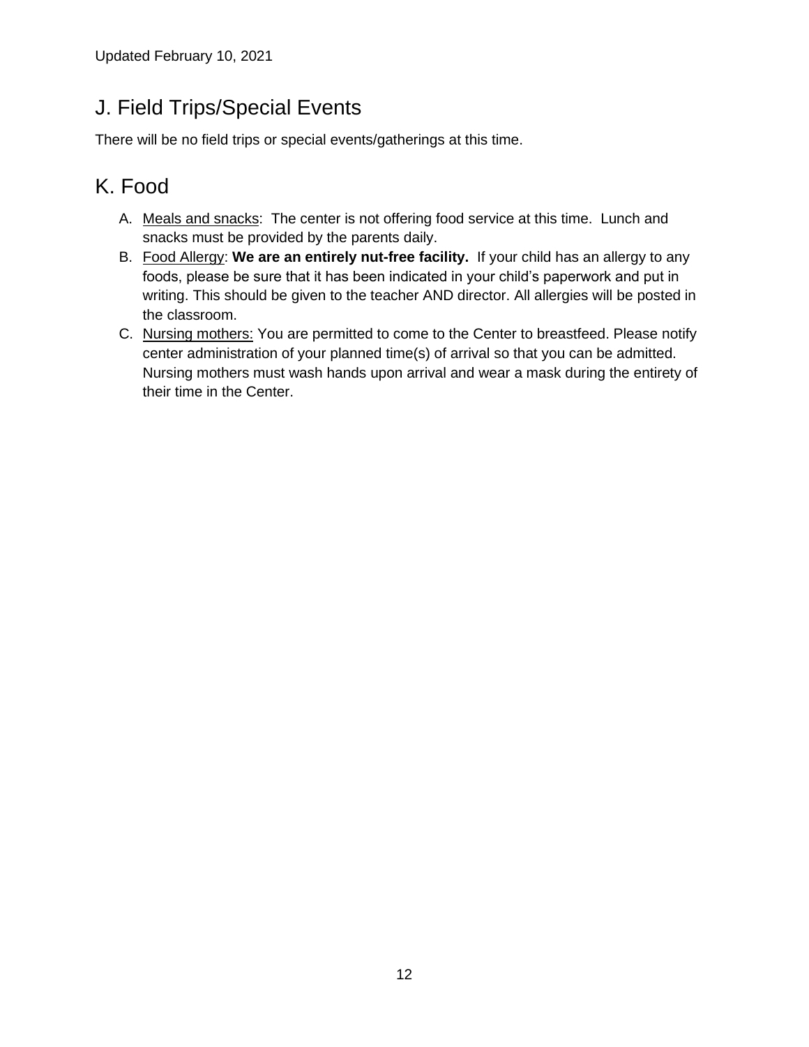## J. Field Trips/Special Events

There will be no field trips or special events/gatherings at this time.

## K. Food

A. Meals and snacks: The center is not offering food service at this time. Lunch and snacks must be provided by the parents daily.
B. Food Allergy: **We are an entirely nut-free facility.** If your child has an allergy to any foods, please be sure that it has been indicated in your child's paperwork and put in writing. This should be given to the teacher AND director. All allergies will be posted in the classroom.
C. Nursing mothers: You are permitted to come to the Center to breastfeed. Please notify center administration of your planned time(s) of arrival so that you can be admitted. Nursing mothers must wash hands upon arrival and wear a mask during the entirety of their time in the Center.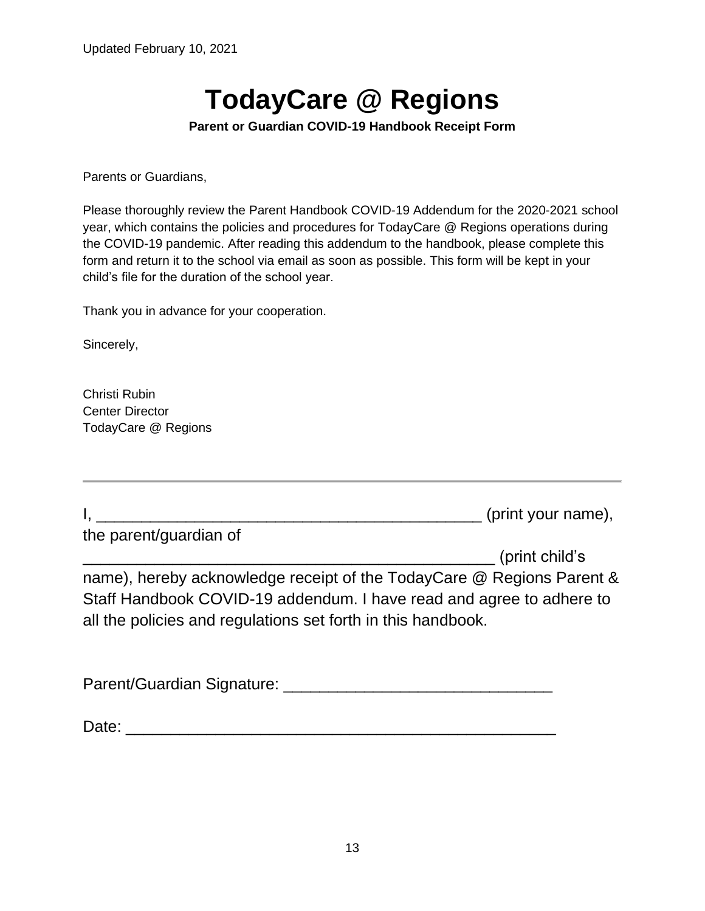Updated February 10, 2021

# TodayCare @ Regions

**Parent or Guardian COVID-19 Handbook Receipt Form**

Parents or Guardians,

Please thoroughly review the Parent Handbook COVID-19 Addendum for the 2020-2021 school year, which contains the policies and procedures for TodayCare @ Regions operations during the COVID-19 pandemic. After reading this addendum to the handbook, please complete this form and return it to the school via email as soon as possible. This form will be kept in your child's file for the duration of the school year.

Thank you in advance for your cooperation.

Sincerely,

Christi Rubin
Center Director
TodayCare @ Regions

---

I, _____________________________________________ (print your name), the parent/guardian of _______________________________________________ (print child's name), hereby acknowledge receipt of the TodayCare @ Regions Parent & Staff Handbook COVID-19 addendum. I have read and agree to adhere to all the policies and regulations set forth in this handbook.

Parent/Guardian Signature: _______________________________

Date: __________________________________________________